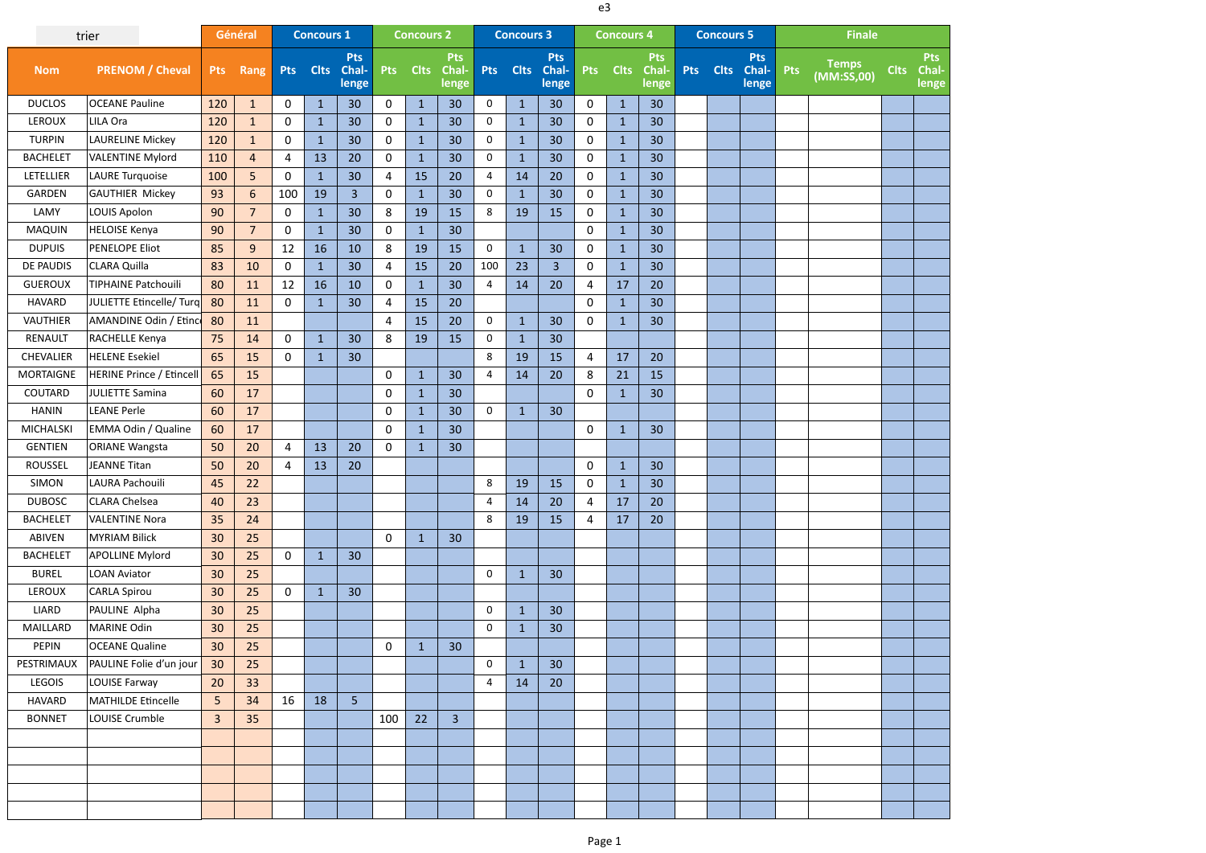e3

| trier | | Général | | Concours 1 | | | Concours 2 | | | Concours 3 | | | Concours 4 | | | Concours 5 | | | Finale | | | |
|---|---|---|---|---|---|---|---|---|---|---|---|---|---|---|---|---|---|---|---|---|---|---|
| Nom | PRENOM / Cheval | Pts | Rang | Pts | Clts | Pts Chal-lenge | Pts | Clts | Pts Chal-lenge | Pts | Clts | Pts Chal-lenge | Pts | Clts | Pts Chal-lenge | Pts | Clts | Pts Chal-lenge | Pts | Temps (MM:SS,00) | Clts | Pts Chal-lenge |
| DUCLOS | OCEANE Pauline | 120 | 1 | 0 | 1 | 30 | 0 | 1 | 30 | 0 | 1 | 30 | 0 | 1 | 30 | | | | | | | |
| LEROUX | LILA Ora | 120 | 1 | 0 | 1 | 30 | 0 | 1 | 30 | 0 | 1 | 30 | 0 | 1 | 30 | | | | | | | |
| TURPIN | LAURELINE Mickey | 120 | 1 | 0 | 1 | 30 | 0 | 1 | 30 | 0 | 1 | 30 | 0 | 1 | 30 | | | | | | | |
| BACHELET | VALENTINE Mylord | 110 | 4 | 4 | 13 | 20 | 0 | 1 | 30 | 0 | 1 | 30 | 0 | 1 | 30 | | | | | | | |
| LETELLIER | LAURE Turquoise | 100 | 5 | 0 | 1 | 30 | 4 | 15 | 20 | 4 | 14 | 20 | 0 | 1 | 30 | | | | | | | |
| GARDEN | GAUTHIER Mickey | 93 | 6 | 100 | 19 | 3 | 0 | 1 | 30 | 0 | 1 | 30 | 0 | 1 | 30 | | | | | | | |
| LAMY | LOUIS Apolon | 90 | 7 | 0 | 1 | 30 | 8 | 19 | 15 | 8 | 19 | 15 | 0 | 1 | 30 | | | | | | | |
| MAQUIN | HELOISE Kenya | 90 | 7 | 0 | 1 | 30 | 0 | 1 | 30 | | | | 0 | 1 | 30 | | | | | | | |
| DUPUIS | PENELOPE Eliot | 85 | 9 | 12 | 16 | 10 | 8 | 19 | 15 | 0 | 1 | 30 | 0 | 1 | 30 | | | | | | | |
| DE PAUDIS | CLARA Quilla | 83 | 10 | 0 | 1 | 30 | 4 | 15 | 20 | 100 | 23 | 3 | 0 | 1 | 30 | | | | | | | |
| GUEROUX | TIPHAINE Patchouili | 80 | 11 | 12 | 16 | 10 | 0 | 1 | 30 | 4 | 14 | 20 | 4 | 17 | 20 | | | | | | | |
| HAVARD | JULIETTE Etincelle/ Turq | 80 | 11 | 0 | 1 | 30 | 4 | 15 | 20 | | | | 0 | 1 | 30 | | | | | | | |
| VAUTHIER | AMANDINE Odin / Etinc | 80 | 11 | | | | 4 | 15 | 20 | 0 | 1 | 30 | 0 | 1 | 30 | | | | | | | |
| RENAULT | RACHELLE Kenya | 75 | 14 | 0 | 1 | 30 | 8 | 19 | 15 | 0 | 1 | 30 | | | | | | | | | | |
| CHEVALIER | HELENE Esekiel | 65 | 15 | 0 | 1 | 30 | | | | 8 | 19 | 15 | 4 | 17 | 20 | | | | | | | |
| MORTAIGNE | HERINE Prince / Etincell | 65 | 15 | | | | 0 | 1 | 30 | 4 | 14 | 20 | 8 | 21 | 15 | | | | | | | |
| COUTARD | JULIETTE Samina | 60 | 17 | | | | 0 | 1 | 30 | | | | 0 | 1 | 30 | | | | | | | |
| HANIN | LEANE Perle | 60 | 17 | | | | 0 | 1 | 30 | 0 | 1 | 30 | | | | | | | | | | |
| MICHALSKI | EMMA Odin / Qualine | 60 | 17 | | | | 0 | 1 | 30 | | | | 0 | 1 | 30 | | | | | | | |
| GENTIEN | ORIANE Wangsta | 50 | 20 | 4 | 13 | 20 | 0 | 1 | 30 | | | | | | | | | | | | | |
| ROUSSEL | JEANNE Titan | 50 | 20 | 4 | 13 | 20 | | | | | | | 0 | 1 | 30 | | | | | | | |
| SIMON | LAURA Pachouili | 45 | 22 | | | | | | | 8 | 19 | 15 | 0 | 1 | 30 | | | | | | | |
| DUBOSC | CLARA Chelsea | 40 | 23 | | | | | | | 4 | 14 | 20 | 4 | 17 | 20 | | | | | | | |
| BACHELET | VALENTINE Nora | 35 | 24 | | | | | | | 8 | 19 | 15 | 4 | 17 | 20 | | | | | | | |
| ABIVEN | MYRIAM Bilick | 30 | 25 | | | | 0 | 1 | 30 | | | | | | | | | | | | | |
| BACHELET | APOLLINE Mylord | 30 | 25 | 0 | 1 | 30 | | | | | | | | | | | | | | | | |
| BUREL | LOAN Aviator | 30 | 25 | | | | | | | 0 | 1 | 30 | | | | | | | | | | |
| LEROUX | CARLA Spirou | 30 | 25 | 0 | 1 | 30 | | | | | | | | | | | | | | | | |
| LIARD | PAULINE Alpha | 30 | 25 | | | | | | | 0 | 1 | 30 | | | | | | | | | | |
| MAILLARD | MARINE Odin | 30 | 25 | | | | | | | 0 | 1 | 30 | | | | | | | | | | |
| PEPIN | OCEANE Qualine | 30 | 25 | | | | 0 | 1 | 30 | | | | | | | | | | | | | |
| PESTRIMAUX | PAULINE Folie d'un jour | 30 | 25 | | | | | | | 0 | 1 | 30 | | | | | | | | | | |
| LEGOIS | LOUISE Farway | 20 | 33 | | | | | | | 4 | 14 | 20 | | | | | | | | | | |
| HAVARD | MATHILDE Etincelle | 5 | 34 | 16 | 18 | 5 | | | | | | | | | | | | | | | | |
| BONNET | LOUISE Crumble | 3 | 35 | | | | 100 | 22 | 3 | | | | | | | | | | | | | |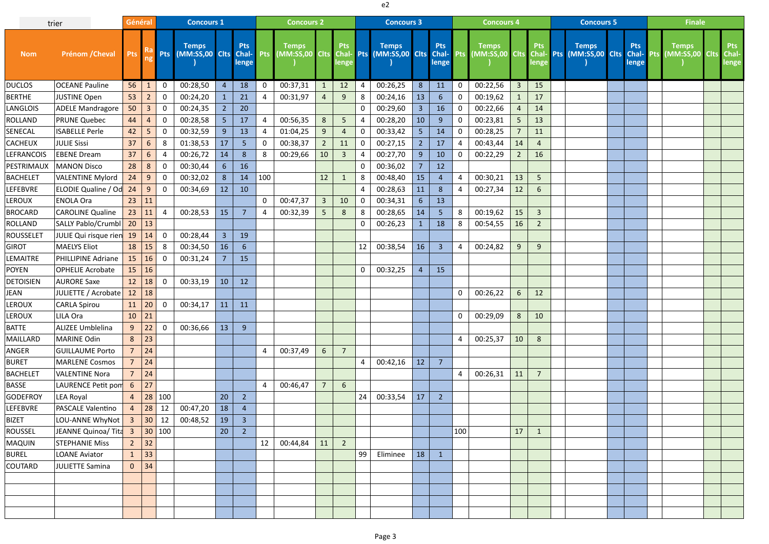e2

| trier | | Général | | Concours 1 | | | | Concours 2 | | | | Concours 3 | | | | Concours 4 | | | | Concours 5 | | | | Finale | | | |
|---|---|---|---|---|---|---|---|---|---|---|---|---|---|---|---|---|---|---|---|---|---|---|---|---|---|---|---|
| Nom | Prénom /Cheval | Pts | Rang | Pts | Temps (MM:SS,00) | Clts | Pts Challenge | Pts | Temps (MM:SS,00) | Clts | Pts Challenge | Pts | Temps (MM:SS,00) | Clts | Pts Challenge | Pts | Temps (MM:SS,00) | Clts | Pts Challenge | Pts | Temps (MM:SS,00) | Clts | Pts Challenge | Pts | Temps (MM:SS,00) | Clts | Pts Challenge |
| DUCLOS | OCEANE Pauline | 56 | 1 | 0 | 00:28,50 | 4 | 18 | 0 | 00:37,31 | 1 | 12 | 4 | 00:26,25 | 8 | 11 | 0 | 00:22,56 | 3 | 15 | | | | | | | | |
| BERTHE | JUSTINE Open | 53 | 2 | 0 | 00:24,20 | 1 | 21 | 4 | 00:31,97 | 4 | 9 | 8 | 00:24,16 | 13 | 6 | 0 | 00:19,62 | 1 | 17 | | | | | | | | |
| LANGLOIS | ADELE Mandragore | 50 | 3 | 0 | 00:24,35 | 2 | 20 | | | | | 0 | 00:29,60 | 3 | 16 | 0 | 00:22,66 | 4 | 14 | | | | | | | | |
| ROLLAND | PRUNE Quebec | 44 | 4 | 0 | 00:28,58 | 5 | 17 | 4 | 00:56,35 | 8 | 5 | 4 | 00:28,20 | 10 | 9 | 0 | 00:23,81 | 5 | 13 | | | | | | | | |
| SENECAL | ISABELLE Perle | 42 | 5 | 0 | 00:32,59 | 9 | 13 | 4 | 01:04,25 | 9 | 4 | 0 | 00:33,42 | 5 | 14 | 0 | 00:28,25 | 7 | 11 | | | | | | | | |
| CACHEUX | JULIE Sissi | 37 | 6 | 8 | 01:38,53 | 17 | 5 | 0 | 00:38,37 | 2 | 11 | 0 | 00:27,15 | 2 | 17 | 4 | 00:43,44 | 14 | 4 | | | | | | | | |
| LEFRANCOIS | EBENE Dream | 37 | 6 | 4 | 00:26,72 | 14 | 8 | 8 | 00:29,66 | 10 | 3 | 4 | 00:27,70 | 9 | 10 | 0 | 00:22,29 | 2 | 16 | | | | | | | | |
| PESTRIMAUX | MANON Disco | 28 | 8 | 0 | 00:30,44 | 6 | 16 | | | | | 0 | 00:36,02 | 7 | 12 | | | | | | | | | | | | |
| BACHELET | VALENTINE Mylord | 24 | 9 | 0 | 00:32,02 | 8 | 14 | 100 | | 12 | 1 | 8 | 00:48,40 | 15 | 4 | 4 | 00:30,21 | 13 | 5 | | | | | | | | |
| LEFEBVRE | ELODIE Qualine / Od | 24 | 9 | 0 | 00:34,69 | 12 | 10 | | | | | 4 | 00:28,63 | 11 | 8 | 4 | 00:27,34 | 12 | 6 | | | | | | | | |
| LEROUX | ENOLA Ora | 23 | 11 | | | | | 0 | 00:47,37 | 3 | 10 | 0 | 00:34,31 | 6 | 13 | | | | | | | | | | | | |
| BROCARD | CAROLINE Qualine | 23 | 11 | 4 | 00:28,53 | 15 | 7 | 4 | 00:32,39 | 5 | 8 | 8 | 00:28,65 | 14 | 5 | 8 | 00:19,62 | 15 | 3 | | | | | | | | |
| ROLLAND | SALLY Pablo/Crumbl | 20 | 13 | | | | | | | | | 0 | 00:26,23 | 1 | 18 | 8 | 00:54,55 | 16 | 2 | | | | | | | | |
| ROUSSELET | JULIE Qui risque rien | 19 | 14 | 0 | 00:28,44 | 3 | 19 | | | | | | | | | | | | | | | | | | | | |
| GIROT | MAELYS Eliot | 18 | 15 | 8 | 00:34,50 | 16 | 6 | | | | | 12 | 00:38,54 | 16 | 3 | 4 | 00:24,82 | 9 | 9 | | | | | | | | |
| LEMAITRE | PHILLIPINE Adriane | 15 | 16 | 0 | 00:31,24 | 7 | 15 | | | | | | | | | | | | | | | | | | | | |
| POYEN | OPHELIE Acrobate | 15 | 16 | | | | | | | | | 0 | 00:32,25 | 4 | 15 | | | | | | | | | | | | |
| DETOISIEN | AURORE Saxe | 12 | 18 | 0 | 00:33,19 | 10 | 12 | | | | | | | | | | | | | | | | | | | | |
| JEAN | JULIETTE / Acrobate | 12 | 18 | | | | | | | | | | | | | 0 | 00:26,22 | 6 | 12 | | | | | | | | |
| LEROUX | CARLA Spirou | 11 | 20 | 0 | 00:34,17 | 11 | 11 | | | | | | | | | | | | | | | | | | | | |
| LEROUX | LILA Ora | 10 | 21 | | | | | | | | | | | | | 0 | 00:29,09 | 8 | 10 | | | | | | | | |
| BATTE | ALIZEE Umblelina | 9 | 22 | 0 | 00:36,66 | 13 | 9 | | | | | | | | | | | | | | | | | | | | |
| MAILLARD | MARINE Odin | 8 | 23 | | | | | | | | | | | | | 4 | 00:25,37 | 10 | 8 | | | | | | | | |
| ANGER | GUILLAUME Porto | 7 | 24 | | | | | 4 | 00:37,49 | 6 | 7 | | | | | | | | | | | | | | | | |
| BURET | MARLENE Cosmos | 7 | 24 | | | | | | | | | 4 | 00:42,16 | 12 | 7 | | | | | | | | | | | | |
| BACHELET | VALENTINE Nora | 7 | 24 | | | | | | | | | | | | | 4 | 00:26,31 | 11 | 7 | | | | | | | | |
| BASSE | LAURENCE Petit pom | 6 | 27 | | | | | 4 | 00:46,47 | 7 | 6 | | | | | | | | | | | | | | | | |
| GODEFROY | LEA Royal | 4 | 28 | 100 | | 20 | 2 | | | | | 24 | 00:33,54 | 17 | 2 | | | | | | | | | | | | |
| LEFEBVRE | PASCALE Valentino | 4 | 28 | 12 | 00:47,20 | 18 | 4 | | | | | | | | | | | | | | | | | | | | |
| BIZET | LOU-ANNE WhyNot | 3 | 30 | 12 | 00:48,52 | 19 | 3 | | | | | | | | | | | | | | | | | | | | |
| ROUSSEL | JEANNE Quinoa/ Tita | 3 | 30 | 100 | | 20 | 2 | | | | | | | | | 100 | | 17 | 1 | | | | | | | | |
| MAQUIN | STEPHANIE Miss | 2 | 32 | | | | | 12 | 00:44,84 | 11 | 2 | | | | | | | | | | | | | | | | |
| BUREL | LOANE Aviator | 1 | 33 | | | | | | | | | 99 | Eliminee | 18 | 1 | | | | | | | | | | | | |
| COUTARD | JULIETTE Samina | 0 | 34 | | | | | | | | | | | | | | | | | | | | | | | | |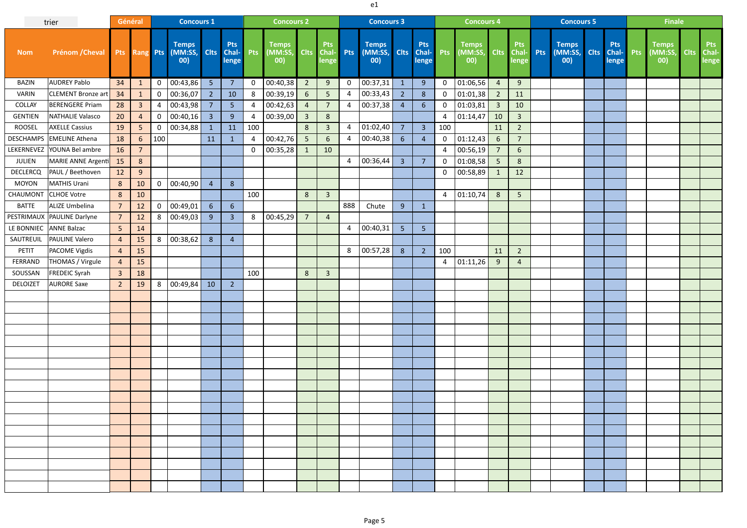e1

| trier | | Général | | Concours 1 | | | | Concours 2 | | | | Concours 3 | | | | Concours 4 | | | | Concours 5 | | | | Finale | | | |
|---|---|---|---|---|---|---|---|---|---|---|---|---|---|---|---|---|---|---|---|---|---|---|---|---|---|---|---|
| Nom | Prénom /Cheval | Pts | Rang | Pts | Temps (MM:SS, 00) | Clts | Pts Challenge | Pts | Temps (MM:SS, 00) | Clts | Pts Challenge | Pts | Temps (MM:SS, 00) | Clts | Pts Challenge | Pts | Temps (MM:SS, 00) | Clts | Pts Challenge | Pts | Temps (MM:SS, 00) | Clts | Pts Challenge | Pts | Temps (MM:SS, 00) | Clts | Pts Challenge |
| BAZIN | AUDREY Pablo | 34 | 1 | 0 | 00:43,86 | 5 | 7 | 0 | 00:40,38 | 2 | 9 | 0 | 00:37,31 | 1 | 9 | 0 | 01:06,56 | 4 | 9 | | | | | | | | |
| VARIN | CLEMENT Bronze art | 34 | 1 | 0 | 00:36,07 | 2 | 10 | 8 | 00:39,19 | 6 | 5 | 4 | 00:33,43 | 2 | 8 | 0 | 01:01,38 | 2 | 11 | | | | | | | | |
| COLLAY | BERENGERE Priam | 28 | 3 | 4 | 00:43,98 | 7 | 5 | 4 | 00:42,63 | 4 | 7 | 4 | 00:37,38 | 4 | 6 | 0 | 01:03,81 | 3 | 10 | | | | | | | | |
| GENTIEN | NATHALIE Valasco | 20 | 4 | 0 | 00:40,16 | 3 | 9 | 4 | 00:39,00 | 3 | 8 | | | | | 4 | 01:14,47 | 10 | 3 | | | | | | | | |
| ROOSEL | AXELLE Cassius | 19 | 5 | 0 | 00:34,88 | 1 | 11 | 100 | | 8 | 3 | 4 | 01:02,40 | 7 | 3 | 100 | | 11 | 2 | | | | | | | | |
| DESCHAMPS | EMELINE Athena | 18 | 6 | 100 | | 11 | 1 | 4 | 00:42,76 | 5 | 6 | 4 | 00:40,38 | 6 | 4 | 0 | 01:12,43 | 6 | 7 | | | | | | | | |
| LEKERNEVEZ | YOUNA Bel ambre | 16 | 7 | | | | | 0 | 00:35,28 | 1 | 10 | | | | | 4 | 00:56,19 | 7 | 6 | | | | | | | | |
| JULIEN | MARIE ANNE Argenti | 15 | 8 | | | | | | | | | 4 | 00:36,44 | 3 | 7 | 0 | 01:08,58 | 5 | 8 | | | | | | | | |
| DECLERCQ | PAUL / Beethoven | 12 | 9 | | | | | | | | | | | | | 0 | 00:58,89 | 1 | 12 | | | | | | | | |
| MOYON | MATHIS Urani | 8 | 10 | 0 | 00:40,90 | 4 | 8 | | | | | | | | | | | | | | | | | | | | |
| CHAUMONT | CLHOE Votre | 8 | 10 | | | | | 100 | | 8 | 3 | | | | | 4 | 01:10,74 | 8 | 5 | | | | | | | | |
| BATTE | ALIZE Umbelina | 7 | 12 | 0 | 00:49,01 | 6 | 6 | | | | | 888 | Chute | 9 | 1 | | | | | | | | | | | | |
| PESTRIMAUX | PAULINE Darlyne | 7 | 12 | 8 | 00:49,03 | 9 | 3 | 8 | 00:45,29 | 7 | 4 | | | | | | | | | | | | | | | | |
| LE BONNIEC | ANNE Balzac | 5 | 14 | | | | | | | | | 4 | 00:40,31 | 5 | 5 | | | | | | | | | | | | |
| SAUTREUIL | PAULINE Valero | 4 | 15 | 8 | 00:38,62 | 8 | 4 | | | | | | | | | | | | | | | | | | | | |
| PETIT | PACOME Vigdis | 4 | 15 | | | | | | | | | 8 | 00:57,28 | 8 | 2 | 100 | | 11 | 2 | | | | | | | | |
| FERRAND | THOMAS / Virgule | 4 | 15 | | | | | | | | | | | | | 4 | 01:11,26 | 9 | 4 | | | | | | | | |
| SOUSSAN | FREDEIC Syrah | 3 | 18 | | | | | 100 | | 8 | 3 | | | | | | | | | | | | | | | | |
| DELOIZET | AURORE Saxe | 2 | 19 | 8 | 00:49,84 | 10 | 2 | | | | | | | | | | | | | | | | | | | | |